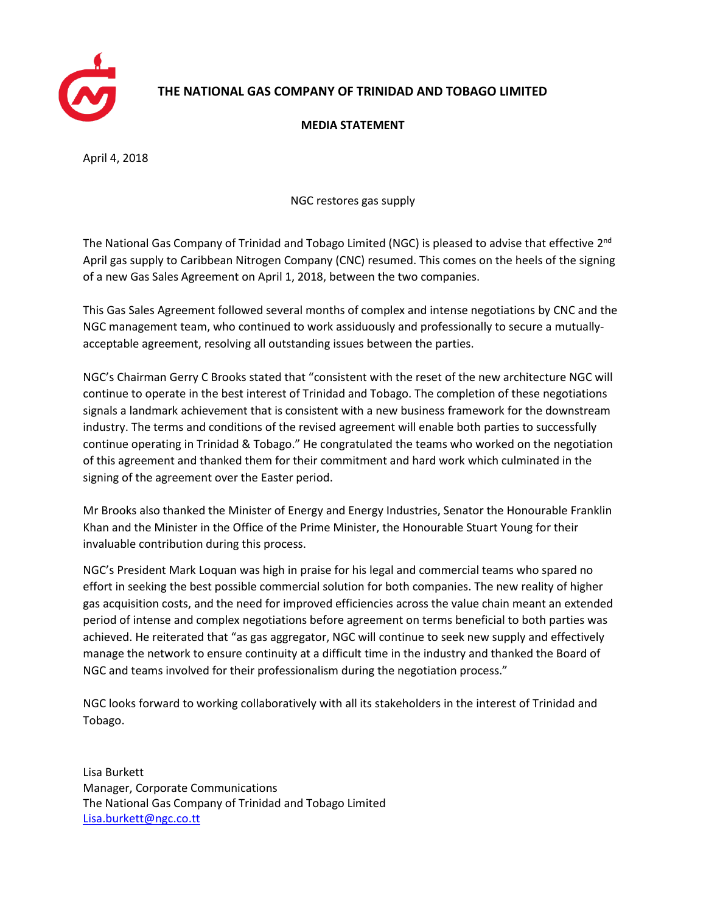# THE NATIONAL GAS COMPANY OF TRINIDAD AND TOBAGO LIMITED

## MEDIA STATEMENT

April 4, 2018

NGC restores gas supply

The National Gas Company of Trinidad and Tobago Limited (NGC) is pleased to advise that effective 2nd April gas supply to Caribbean Nitrogen Company (CNC) resumed. This comes on the heels of the signing of a new Gas Sales Agreement on April 1, 2018, between the two companies.

This Gas Sales Agreement followed several months of complex and intense negotiations by CNC and the NGC management team, who continued to work assiduously and professionally to secure a mutually-acceptable agreement, resolving all outstanding issues between the parties.

NGC's Chairman Gerry C Brooks stated that "consistent with the reset of the new architecture NGC will continue to operate in the best interest of Trinidad and Tobago. The completion of these negotiations signals a landmark achievement that is consistent with a new business framework for the downstream industry. The terms and conditions of the revised agreement will enable both parties to successfully continue operating in Trinidad & Tobago." He congratulated the teams who worked on the negotiation of this agreement and thanked them for their commitment and hard work which culminated in the signing of the agreement over the Easter period.

Mr Brooks also thanked the Minister of Energy and Energy Industries, Senator the Honourable Franklin Khan and the Minister in the Office of the Prime Minister, the Honourable Stuart Young for their invaluable contribution during this process.

NGC's President Mark Loquan was high in praise for his legal and commercial teams who spared no effort in seeking the best possible commercial solution for both companies. The new reality of higher gas acquisition costs, and the need for improved efficiencies across the value chain meant an extended period of intense and complex negotiations before agreement on terms beneficial to both parties was achieved. He reiterated that "as gas aggregator, NGC will continue to seek new supply and effectively manage the network to ensure continuity at a difficult time in the industry and thanked the Board of NGC and teams involved for their professionalism during the negotiation process."

NGC looks forward to working collaboratively with all its stakeholders in the interest of Trinidad and Tobago.

Lisa Burkett
Manager, Corporate Communications
The National Gas Company of Trinidad and Tobago Limited
Lisa.burkett@ngc.co.tt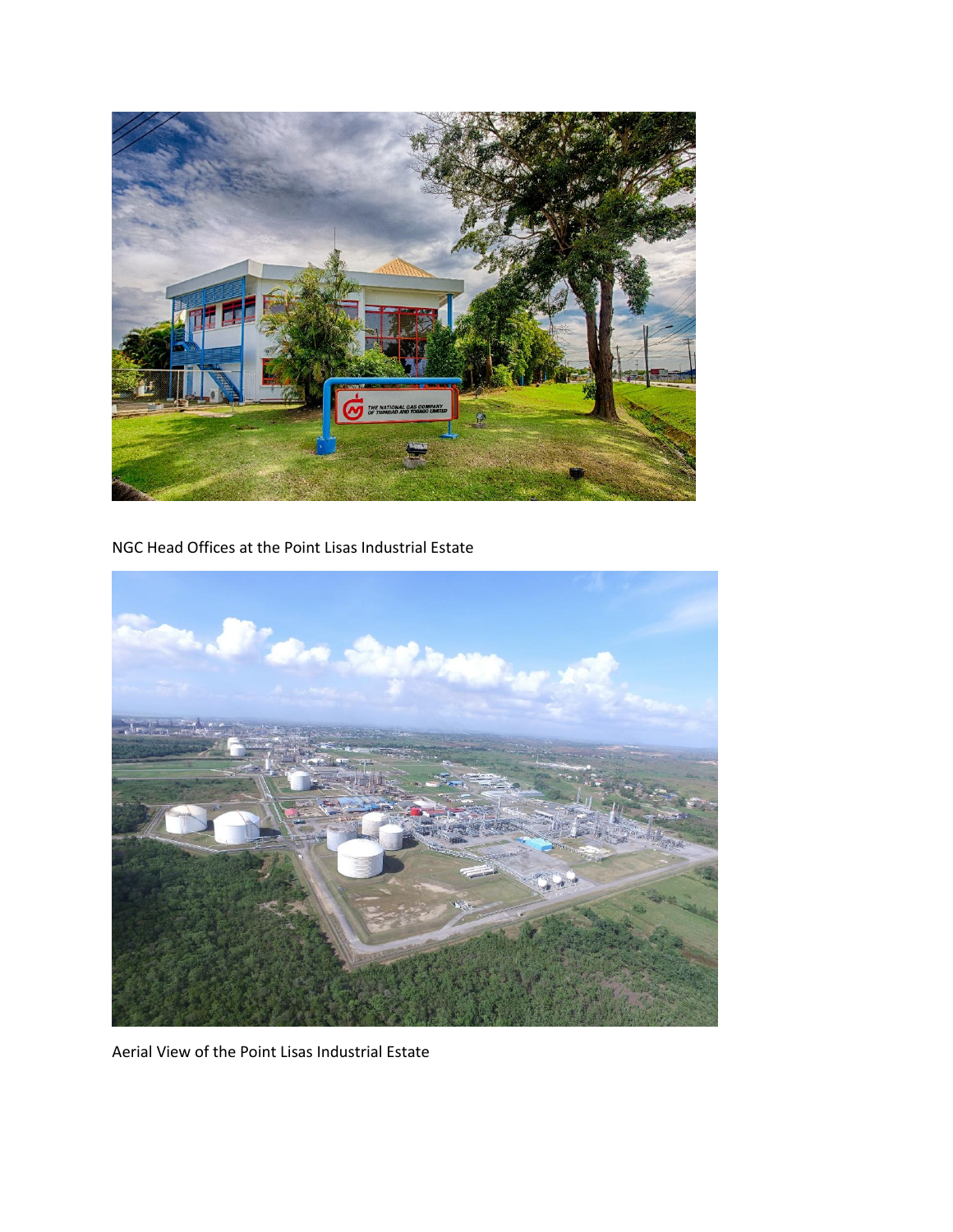NGC Head Offices at the Point Lisas Industrial Estate

Aerial View of the Point Lisas Industrial Estate